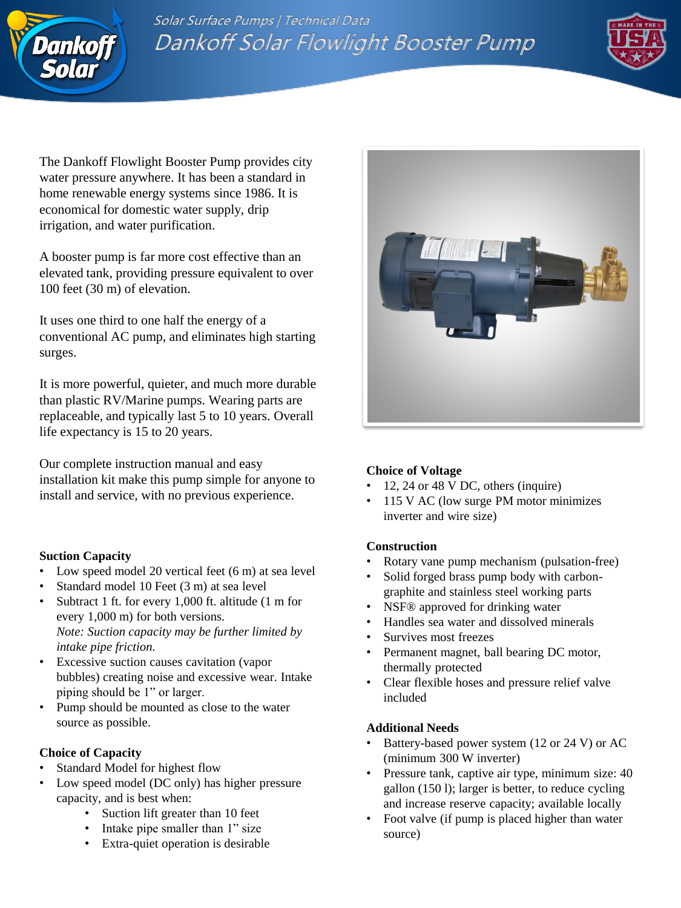# Dankoff Solar Flowlight Booster Pump

Solar Surface Pumps | Technical Data

The Dankoff Flowlight Booster Pump provides city water pressure anywhere. It has been a standard in home renewable energy systems since 1986. It is economical for domestic water supply, drip irrigation, and water purification.

A booster pump is far more cost effective than an elevated tank, providing pressure equivalent to over 100 feet (30 m) of elevation.

It uses one third to one half the energy of a conventional AC pump, and eliminates high starting surges.

It is more powerful, quieter, and much more durable than plastic RV/Marine pumps. Wearing parts are replaceable, and typically last 5 to 10 years. Overall life expectancy is 15 to 20 years.

Our complete instruction manual and easy installation kit make this pump simple for anyone to install and service, with no previous experience.

### Suction Capacity

- Low speed model 20 vertical feet (6 m) at sea level
- Standard model 10 Feet (3 m) at sea level
- Subtract 1 ft. for every 1,000 ft. altitude (1 m for every 1,000 m) for both versions.
  *Note: Suction capacity may be further limited by intake pipe friction.*
- Excessive suction causes cavitation (vapor bubbles) creating noise and excessive wear. Intake piping should be 1" or larger.
- Pump should be mounted as close to the water source as possible.

### Choice of Capacity

- Standard Model for highest flow
- Low speed model (DC only) has higher pressure capacity, and is best when:
  - Suction lift greater than 10 feet
  - Intake pipe smaller than 1" size
  - Extra-quiet operation is desirable

### Choice of Voltage

- 12, 24 or 48 V DC, others (inquire)
- 115 V AC (low surge PM motor minimizes inverter and wire size)

### Construction

- Rotary vane pump mechanism (pulsation-free)
- Solid forged brass pump body with carbon-graphite and stainless steel working parts
- NSF® approved for drinking water
- Handles sea water and dissolved minerals
- Survives most freezes
- Permanent magnet, ball bearing DC motor, thermally protected
- Clear flexible hoses and pressure relief valve included

### Additional Needs

- Battery-based power system (12 or 24 V) or AC (minimum 300 W inverter)
- Pressure tank, captive air type, minimum size: 40 gallon (150 l); larger is better, to reduce cycling and increase reserve capacity; available locally
- Foot valve (if pump is placed higher than water source)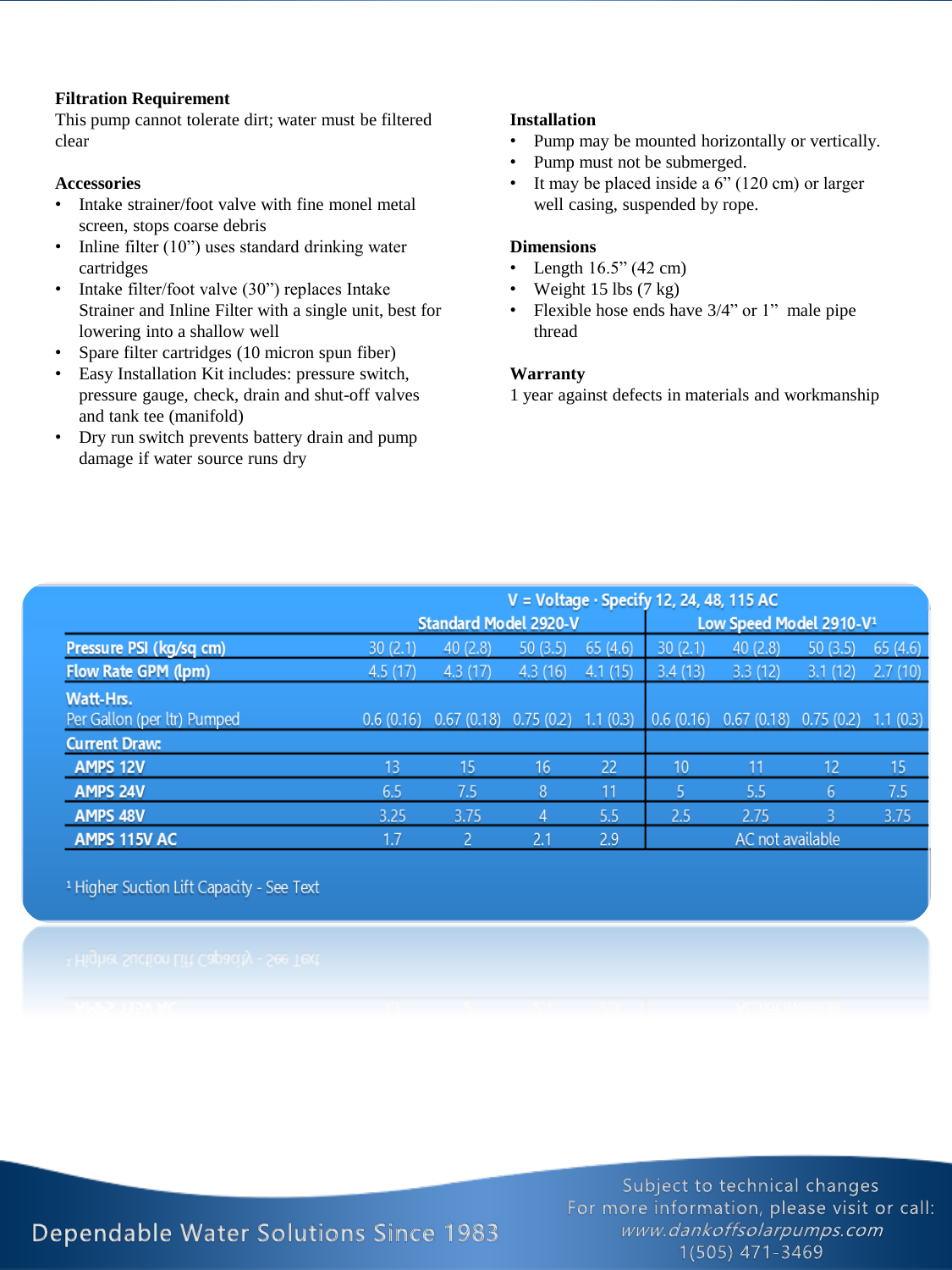**Filtration Requirement**

This pump cannot tolerate dirt; water must be filtered clear

**Accessories**

- Intake strainer/foot valve with fine monel metal screen, stops coarse debris
- Inline filter (10”) uses standard drinking water cartridges
- Intake filter/foot valve (30”) replaces Intake Strainer and Inline Filter with a single unit, best for lowering into a shallow well
- Spare filter cartridges (10 micron spun fiber)
- Easy Installation Kit includes: pressure switch, pressure gauge, check, drain and shut-off valves and tank tee (manifold)
- Dry run switch prevents battery drain and pump damage if water source runs dry

**Installation**

- Pump may be mounted horizontally or vertically.
- Pump must not be submerged.
- It may be placed inside a 6” (120 cm) or larger well casing, suspended by rope.

**Dimensions**

- Length 16.5” (42 cm)
- Weight 15 lbs (7 kg)
- Flexible hose ends have 3/4” or 1” male pipe thread

**Warranty**

1 year against defects in materials and workmanship

V = Voltage · Specify 12, 24, 48, 115 AC

| | Standard Model 2920-V | | | | Low Speed Model 2910-V[1] | | | |
|---|---|---|---|---|---|---|---|---|
| **Pressure PSI (kg/sq cm)** | 30 (2.1) | 40 (2.8) | 50 (3.5) | 65 (4.6) | 30 (2.1) | 40 (2.8) | 50 (3.5) | 65 (4.6) |
| **Flow Rate GPM (lpm)** | 4.5 (17) | 4.3 (17) | 4.3 (16) | 4.1 (15) | 3.4 (13) | 3.3 (12) | 3.1 (12) | 2.7 (10) |
| **Watt-Hrs.** Per Gallon (per ltr) Pumped | 0.6 (0.16) | 0.67 (0.18) | 0.75 (0.2) | 1.1 (0.3) | 0.6 (0.16) | 0.67 (0.18) | 0.75 (0.2) | 1.1 (0.3) |
| **Current Draw:** | | | | | | | | |
| **AMPS 12V** | 13 | 15 | 16 | 22 | 10 | 11 | 12 | 15 |
| **AMPS 24V** | 6.5 | 7.5 | 8 | 11 | 5 | 5.5 | 6 | 7.5 |
| **AMPS 48V** | 3.25 | 3.75 | 4 | 5.5 | 2.5 | 2.75 | 3 | 3.75 |
| **AMPS 115V AC** | 1.7 | 2 | 2.1 | 2.9 | AC not available | | | |

[1] Higher Suction Lift Capacity - See Text

Dependable Water Solutions Since 1983

Subject to technical changes
For more information, please visit or call:
*www.dankoffsolarpumps.com*
1(505) 471-3469